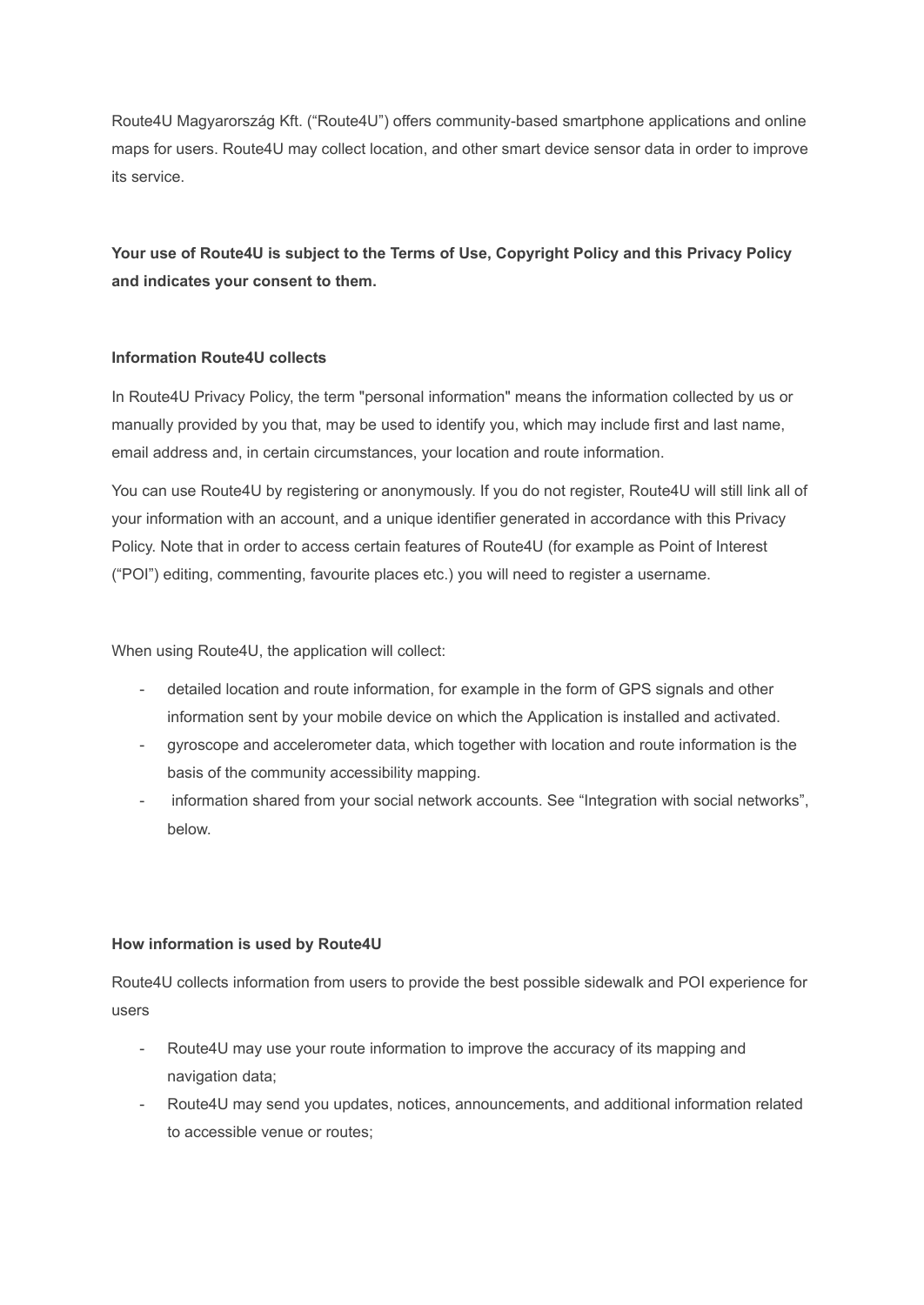Route4U Magyarország Kft. ("Route4U") offers community-based smartphone applications and online maps for users. Route4U may collect location, and other smart device sensor data in order to improve its service.

**Your use of Route4U is subject to the Terms of Use, Copyright Policy and this Privacy Policy and indicates your consent to them.**

**Information Route4U collects**

In Route4U Privacy Policy, the term "personal information" means the information collected by us or manually provided by you that, may be used to identify you, which may include first and last name, email address and, in certain circumstances, your location and route information.

You can use Route4U by registering or anonymously. If you do not register, Route4U will still link all of your information with an account, and a unique identifier generated in accordance with this Privacy Policy. Note that in order to access certain features of Route4U (for example as Point of Interest ("POI") editing, commenting, favourite places etc.) you will need to register a username.

When using Route4U, the application will collect:

- detailed location and route information, for example in the form of GPS signals and other information sent by your mobile device on which the Application is installed and activated.
- gyroscope and accelerometer data, which together with location and route information is the basis of the community accessibility mapping.
- information shared from your social network accounts. See "Integration with social networks", below.

**How information is used by Route4U**

Route4U collects information from users to provide the best possible sidewalk and POI experience for users

- Route4U may use your route information to improve the accuracy of its mapping and navigation data;
- Route4U may send you updates, notices, announcements, and additional information related to accessible venue or routes;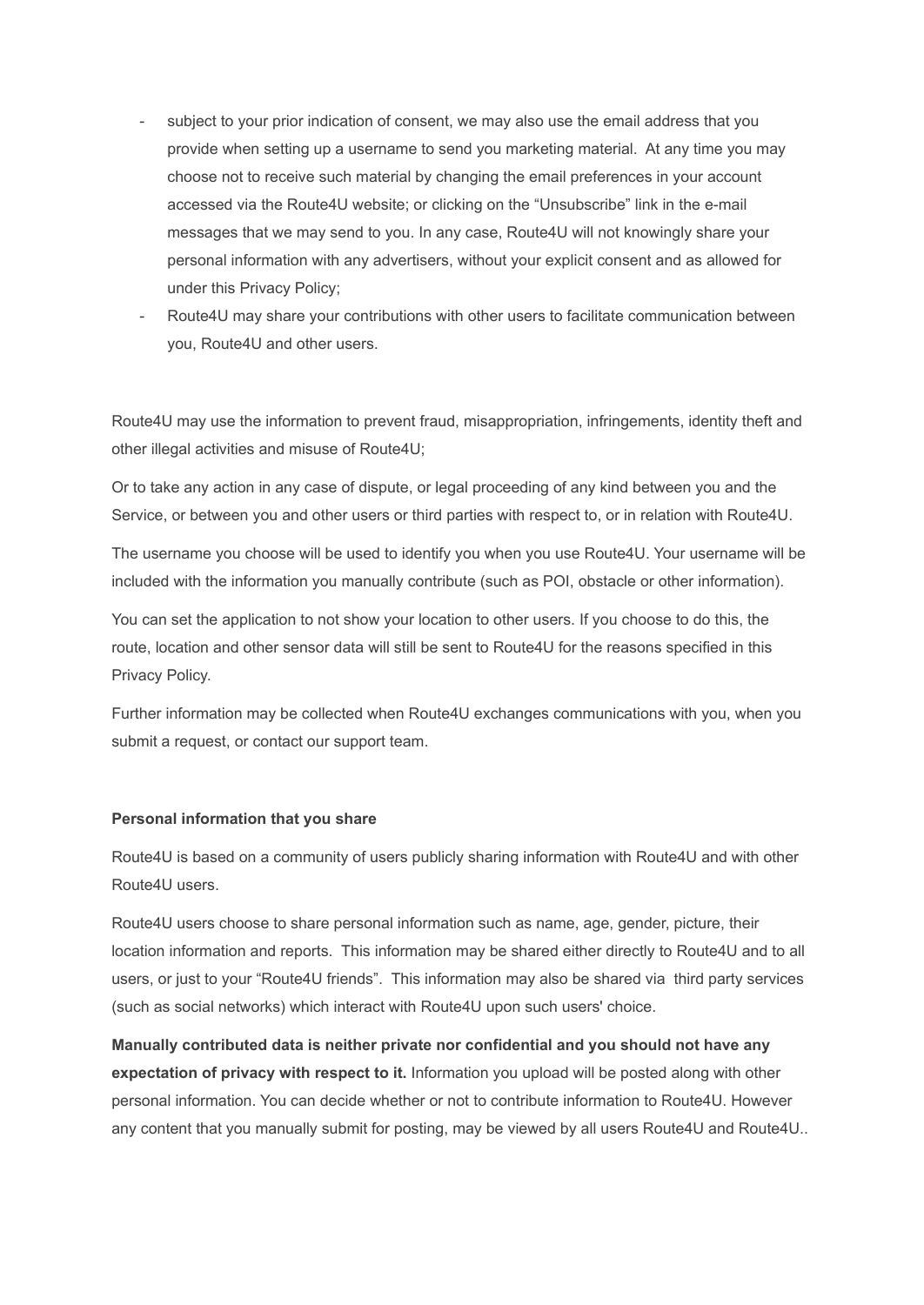- subject to your prior indication of consent, we may also use the email address that you provide when setting up a username to send you marketing material. At any time you may choose not to receive such material by changing the email preferences in your account accessed via the Route4U website; or clicking on the "Unsubscribe" link in the e-mail messages that we may send to you. In any case, Route4U will not knowingly share your personal information with any advertisers, without your explicit consent and as allowed for under this Privacy Policy;
- Route4U may share your contributions with other users to facilitate communication between you, Route4U and other users.

Route4U may use the information to prevent fraud, misappropriation, infringements, identity theft and other illegal activities and misuse of Route4U;

Or to take any action in any case of dispute, or legal proceeding of any kind between you and the Service, or between you and other users or third parties with respect to, or in relation with Route4U.

The username you choose will be used to identify you when you use Route4U. Your username will be included with the information you manually contribute (such as POI, obstacle or other information).

You can set the application to not show your location to other users. If you choose to do this, the route, location and other sensor data will still be sent to Route4U for the reasons specified in this Privacy Policy.

Further information may be collected when Route4U exchanges communications with you, when you submit a request, or contact our support team.

**Personal information that you share**

Route4U is based on a community of users publicly sharing information with Route4U and with other Route4U users.

Route4U users choose to share personal information such as name, age, gender, picture, their location information and reports. This information may be shared either directly to Route4U and to all users, or just to your "Route4U friends". This information may also be shared via third party services (such as social networks) which interact with Route4U upon such users' choice.

**Manually contributed data is neither private nor confidential and you should not have any expectation of privacy with respect to it.** Information you upload will be posted along with other personal information. You can decide whether or not to contribute information to Route4U. However any content that you manually submit for posting, may be viewed by all users Route4U and Route4U..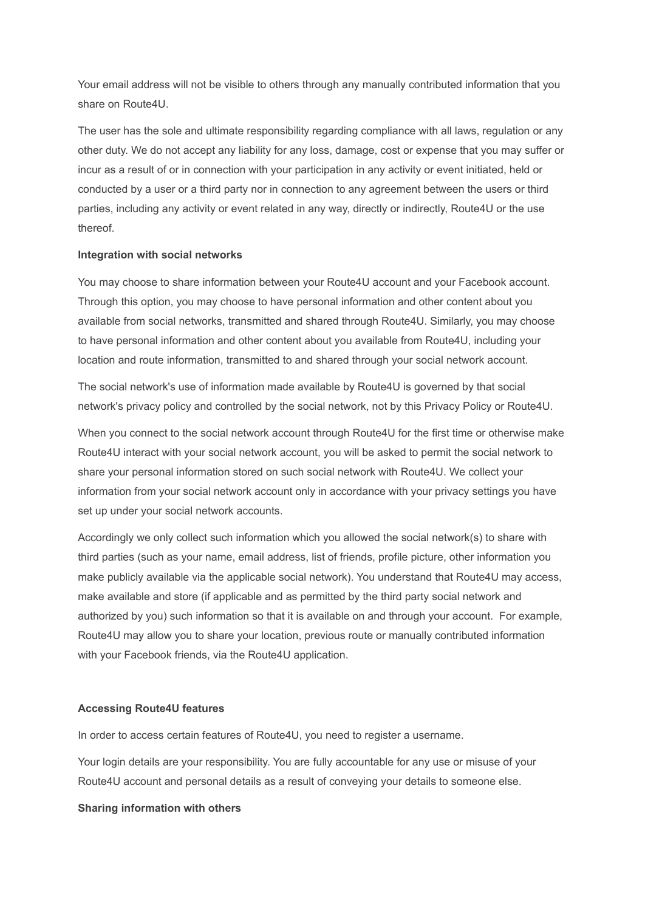Your email address will not be visible to others through any manually contributed information that you share on Route4U.

The user has the sole and ultimate responsibility regarding compliance with all laws, regulation or any other duty. We do not accept any liability for any loss, damage, cost or expense that you may suffer or incur as a result of or in connection with your participation in any activity or event initiated, held or conducted by a user or a third party nor in connection to any agreement between the users or third parties, including any activity or event related in any way, directly or indirectly, Route4U or the use thereof.

**Integration with social networks**

You may choose to share information between your Route4U account and your Facebook account. Through this option, you may choose to have personal information and other content about you available from social networks, transmitted and shared through Route4U. Similarly, you may choose to have personal information and other content about you available from Route4U, including your location and route information, transmitted to and shared through your social network account.

The social network's use of information made available by Route4U is governed by that social network's privacy policy and controlled by the social network, not by this Privacy Policy or Route4U.

When you connect to the social network account through Route4U for the first time or otherwise make Route4U interact with your social network account, you will be asked to permit the social network to share your personal information stored on such social network with Route4U. We collect your information from your social network account only in accordance with your privacy settings you have set up under your social network accounts.

Accordingly we only collect such information which you allowed the social network(s) to share with third parties (such as your name, email address, list of friends, profile picture, other information you make publicly available via the applicable social network). You understand that Route4U may access, make available and store (if applicable and as permitted by the third party social network and authorized by you) such information so that it is available on and through your account. For example, Route4U may allow you to share your location, previous route or manually contributed information with your Facebook friends, via the Route4U application.

**Accessing Route4U features**

In order to access certain features of Route4U, you need to register a username.

Your login details are your responsibility. You are fully accountable for any use or misuse of your Route4U account and personal details as a result of conveying your details to someone else.

**Sharing information with others**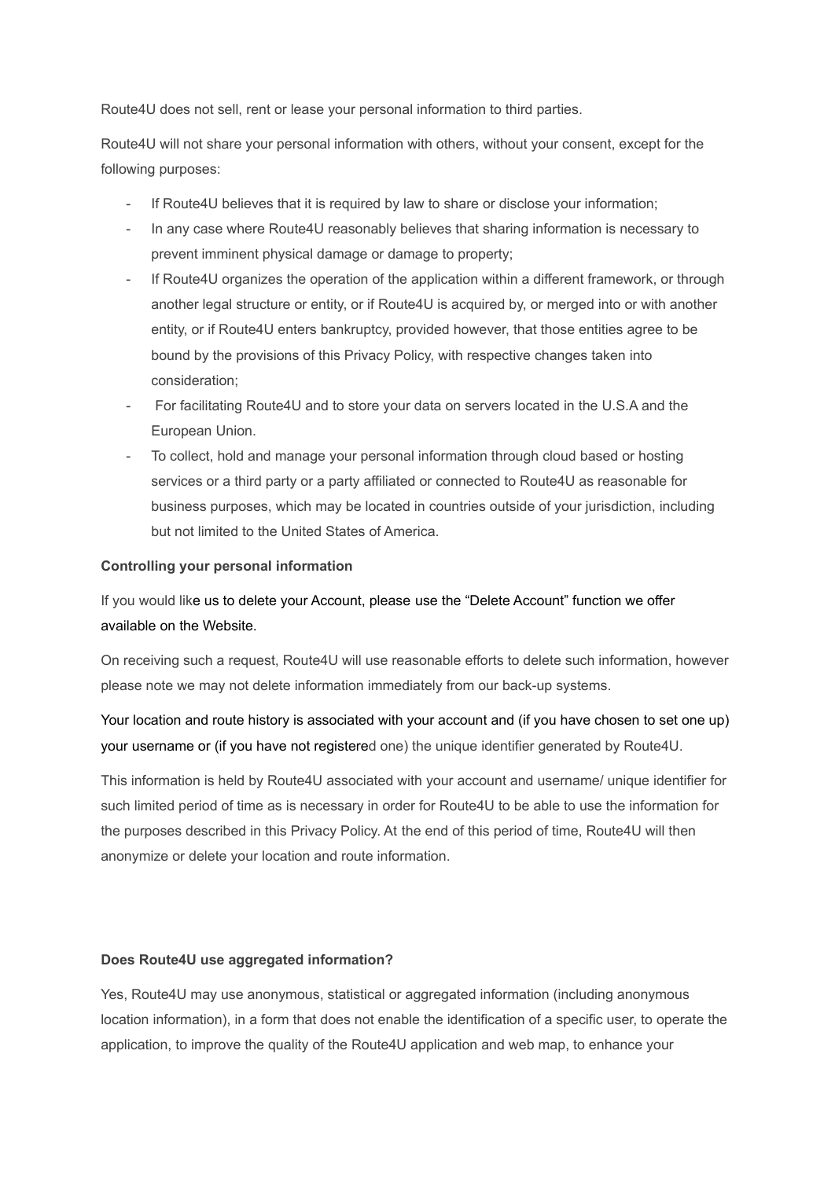Route4U does not sell, rent or lease your personal information to third parties.

Route4U will not share your personal information with others, without your consent, except for the following purposes:

- If Route4U believes that it is required by law to share or disclose your information;
- In any case where Route4U reasonably believes that sharing information is necessary to prevent imminent physical damage or damage to property;
- If Route4U organizes the operation of the application within a different framework, or through another legal structure or entity, or if Route4U is acquired by, or merged into or with another entity, or if Route4U enters bankruptcy, provided however, that those entities agree to be bound by the provisions of this Privacy Policy, with respective changes taken into consideration;
- For facilitating Route4U and to store your data on servers located in the U.S.A and the European Union.
- To collect, hold and manage your personal information through cloud based or hosting services or a third party or a party affiliated or connected to Route4U as reasonable for business purposes, which may be located in countries outside of your jurisdiction, including but not limited to the United States of America.

**Controlling your personal information**

If you would like us to delete your Account, please use the "Delete Account" function we offer available on the Website.

On receiving such a request, Route4U will use reasonable efforts to delete such information, however please note we may not delete information immediately from our back-up systems.

Your location and route history is associated with your account and (if you have chosen to set one up) your username or (if you have not registered one) the unique identifier generated by Route4U.

This information is held by Route4U associated with your account and username/ unique identifier for such limited period of time as is necessary in order for Route4U to be able to use the information for the purposes described in this Privacy Policy. At the end of this period of time, Route4U will then anonymize or delete your location and route information.

**Does Route4U use aggregated information?**

Yes, Route4U may use anonymous, statistical or aggregated information (including anonymous location information), in a form that does not enable the identification of a specific user, to operate the application, to improve the quality of the Route4U application and web map, to enhance your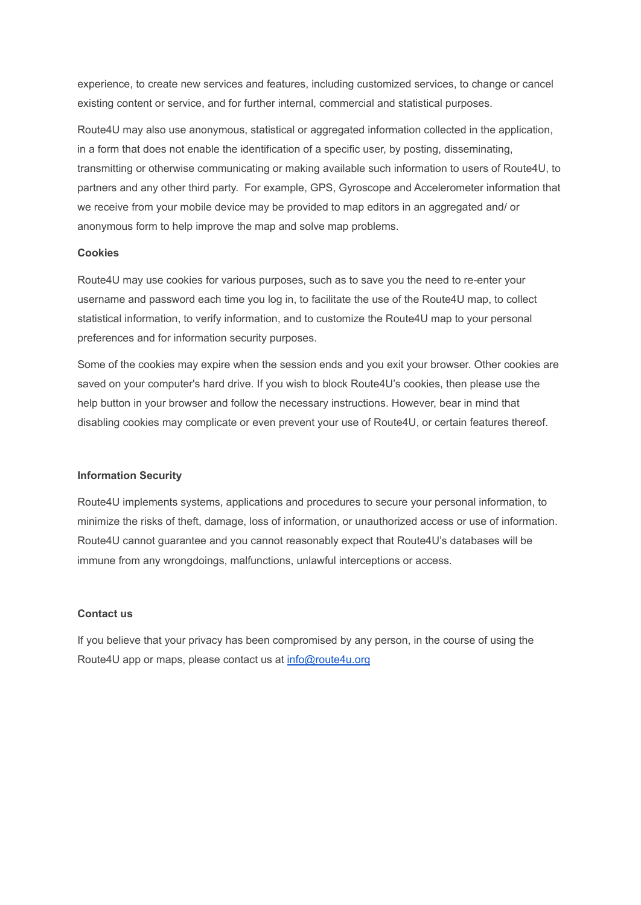experience, to create new services and features, including customized services, to change or cancel existing content or service, and for further internal, commercial and statistical purposes.

Route4U may also use anonymous, statistical or aggregated information collected in the application, in a form that does not enable the identification of a specific user, by posting, disseminating, transmitting or otherwise communicating or making available such information to users of Route4U, to partners and any other third party.  For example, GPS, Gyroscope and Accelerometer information that we receive from your mobile device may be provided to map editors in an aggregated and/ or anonymous form to help improve the map and solve map problems.

**Cookies**

Route4U may use cookies for various purposes, such as to save you the need to re-enter your username and password each time you log in, to facilitate the use of the Route4U map, to collect statistical information, to verify information, and to customize the Route4U map to your personal preferences and for information security purposes.

Some of the cookies may expire when the session ends and you exit your browser. Other cookies are saved on your computer's hard drive. If you wish to block Route4U's cookies, then please use the help button in your browser and follow the necessary instructions. However, bear in mind that disabling cookies may complicate or even prevent your use of Route4U, or certain features thereof.

**Information Security**

Route4U implements systems, applications and procedures to secure your personal information, to minimize the risks of theft, damage, loss of information, or unauthorized access or use of information. Route4U cannot guarantee and you cannot reasonably expect that Route4U's databases will be immune from any wrongdoings, malfunctions, unlawful interceptions or access.

**Contact us**

If you believe that your privacy has been compromised by any person, in the course of using the Route4U app or maps, please contact us at [info@route4u.org](mailto:info@route4u.org)